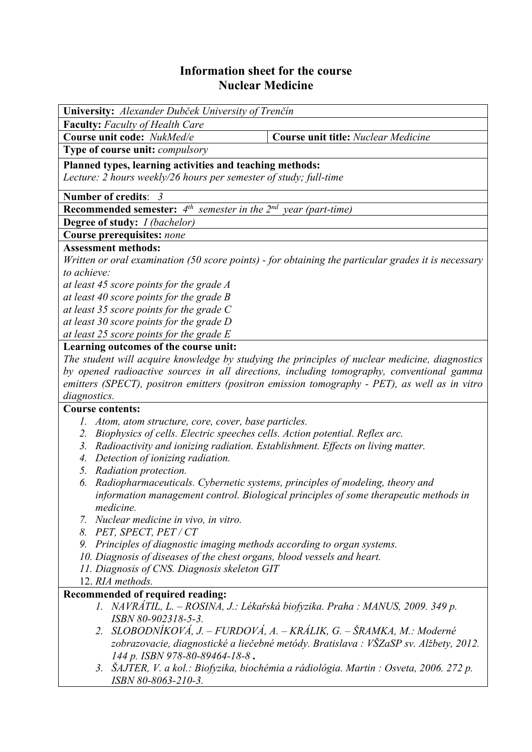# Information sheet for the course
# Nuclear Medicine

**University:** *Alexander Dubček University of Trenčín*

**Faculty:** *Faculty of Health Care*

| **Course unit code:** *NukMed/e* | **Course unit title:** *Nuclear Medicine* |
|---|---|

**Type of course unit:** *compulsory*

**Planned types, learning activities and teaching methods:**
*Lecture: 2 hours weekly/26 hours per semester of study; full-time*

**Number of credits**: *3*

**Recommended semester:** *4th semester in the 2nd year (part-time)*

**Degree of study:** *I (bachelor)*

**Course prerequisites:** *none*

**Assessment methods:**
*Written or oral examination (50 score points) - for obtaining the particular grades it is necessary to achieve:*
*at least 45 score points for the grade A*
*at least 40 score points for the grade B*
*at least 35 score points for the grade C*
*at least 30 score points for the grade D*
*at least 25 score points for the grade E*

**Learning outcomes of the course unit:**
*The student will acquire knowledge by studying the principles of nuclear medicine, diagnostics by opened radioactive sources in all directions, including tomography, conventional gamma emitters (SPECT), positron emitters (positron emission tomography - PET), as well as in vitro diagnostics.*

**Course contents:**

1. *Atom, atom structure, core, cover, base particles.*
2. *Biophysics of cells. Electric speeches cells. Action potential. Reflex arc.*
3. *Radioactivity and ionizing radiation. Establishment. Effects on living matter.*
4. *Detection of ionizing radiation.*
5. *Radiation protection.*
6. *Radiopharmaceuticals. Cybernetic systems, principles of modeling, theory and information management control. Biological principles of some therapeutic methods in medicine.*
7. *Nuclear medicine in vivo, in vitro.*
8. *PET, SPECT, PET / CT*
9. *Principles of diagnostic imaging methods according to organ systems.*
10. *Diagnosis of diseases of the chest organs, blood vessels and heart.*
11. *Diagnosis of CNS. Diagnosis skeleton GIT*
12. *RIA methods.*

**Recommended of required reading:**

1. *NAVRÁTIL, L. – ROSINA, J.: Lékařská biofyzika. Praha : MANUS, 2009. 349 p. ISBN 80-902318-5-3.*
2. *SLOBODNÍKOVÁ, J. – FURDOVÁ, A. – KRÁLIK, G. – ŠRAMKA, M.: Moderné zobrazovacie, diagnostické a liečebné metódy. Bratislava : VŠZaSP sv. Alžbety, 2012. 144 p. ISBN 978-80-89464-18-8 .*
3. *ŠAJTER, V. a kol.: Biofyzika, biochémia a rádiológia. Martin : Osveta, 2006. 272 p. ISBN 80-8063-210-3.*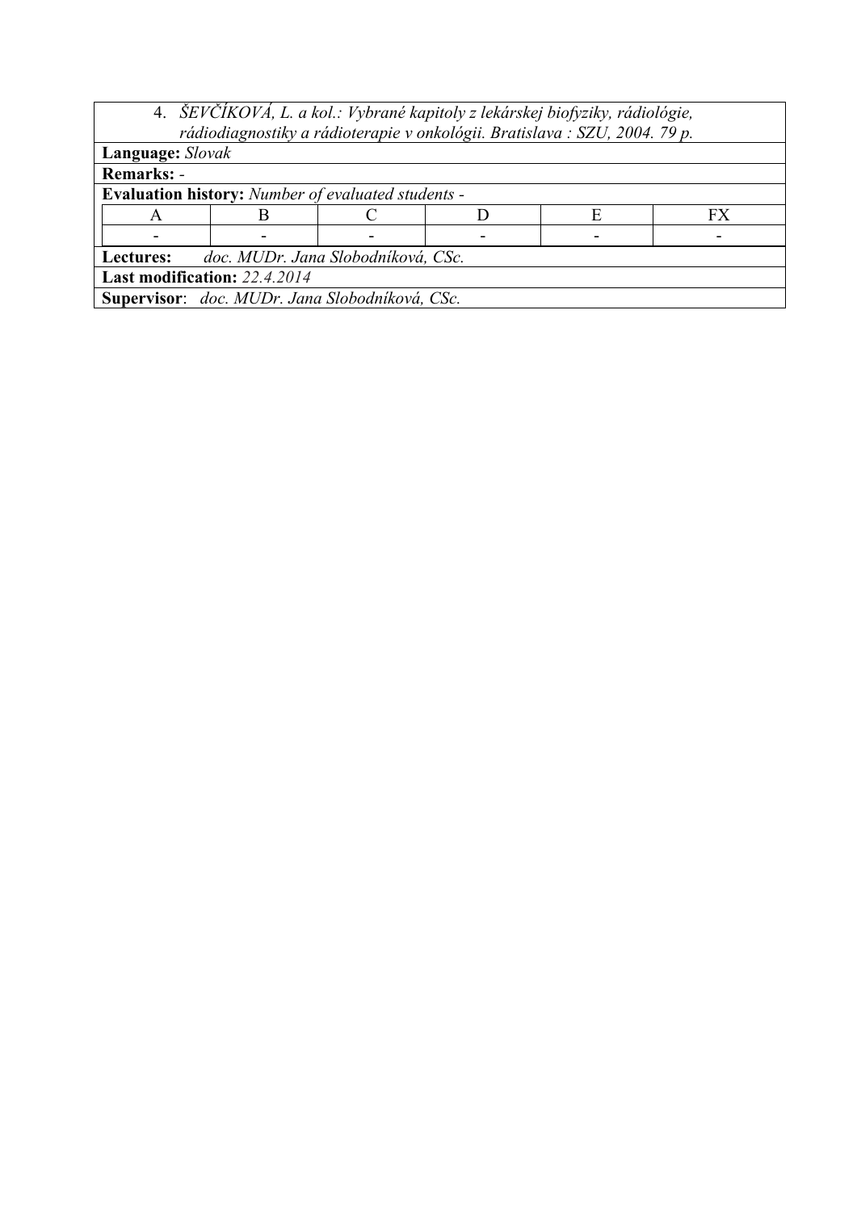4. *ŠEVČÍKOVÁ, L. a kol.: Vybrané kapitoly z lekárskej biofyziky, rádiológie, rádiodiagnostiky a rádioterapie v onkológii. Bratislava : SZU, 2004. 79 p.*

**Language:** *Slovak*

**Remarks:** -

**Evaluation history:** *Number of evaluated students -*

| A | B | C | D | E | FX |
|---|---|---|---|---|---|
| - | - | - | - | - | - |

**Lectures:** *doc. MUDr. Jana Slobodníková, CSc.*

**Last modification:** *22.4.2014*

**Supervisor**: *doc. MUDr. Jana Slobodníková, CSc.*